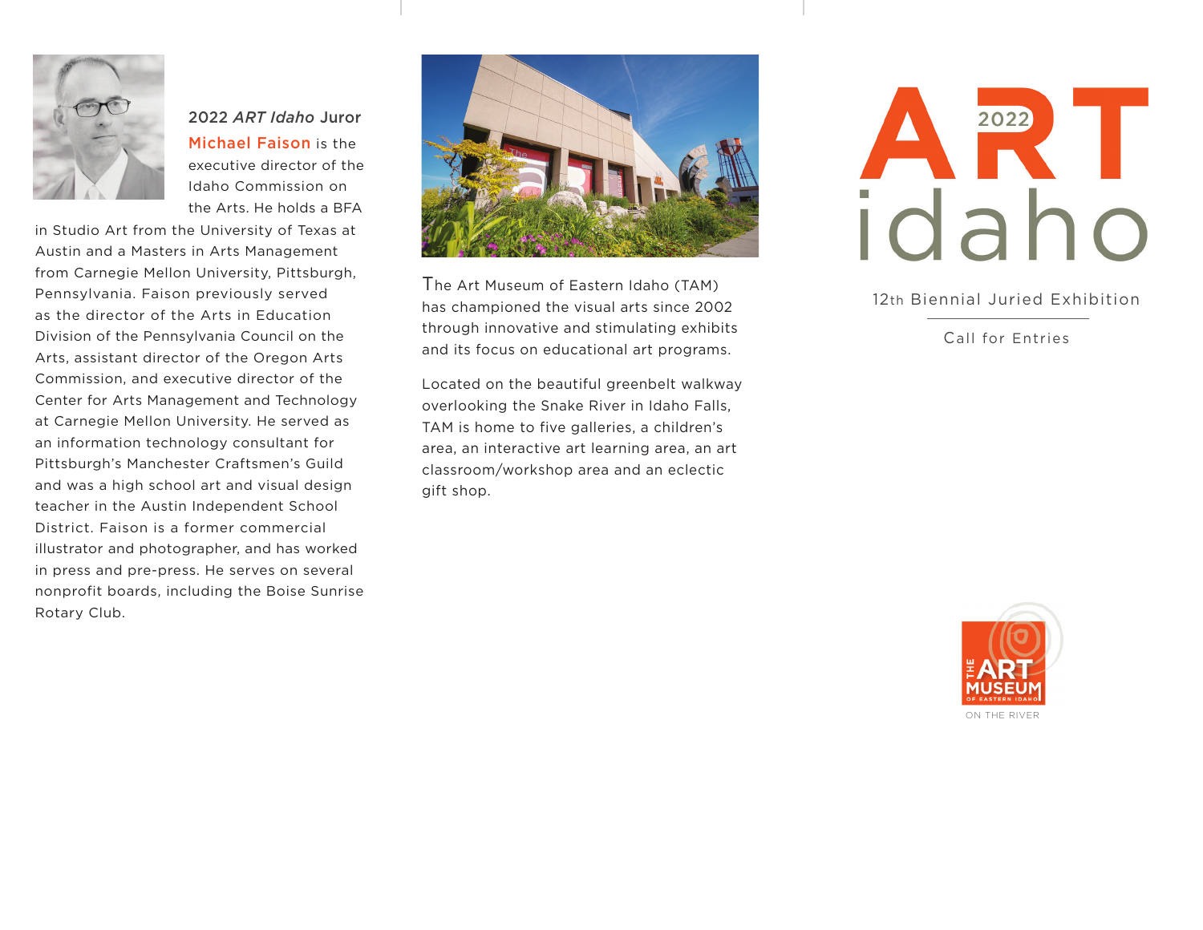## 2022 *ART Idaho* Juror

**Michael Faison** is the executive director of the Idaho Commission on the Arts. He holds a BFA in Studio Art from the University of Texas at Austin and a Masters in Arts Management from Carnegie Mellon University, Pittsburgh, Pennsylvania. Faison previously served as the director of the Arts in Education Division of the Pennsylvania Council on the Arts, assistant director of the Oregon Arts Commission, and executive director of the Center for Arts Management and Technology at Carnegie Mellon University. He served as an information technology consultant for Pittsburgh's Manchester Craftsmen's Guild and was a high school art and visual design teacher in the Austin Independent School District. Faison is a former commercial illustrator and photographer, and has worked in press and pre-press. He serves on several nonprofit boards, including the Boise Sunrise Rotary Club.

The Art Museum of Eastern Idaho (TAM) has championed the visual arts since 2002 through innovative and stimulating exhibits and its focus on educational art programs.

Located on the beautiful greenbelt walkway overlooking the Snake River in Idaho Falls, TAM is home to five galleries, a children's area, an interactive art learning area, an art classroom/workshop area and an eclectic gift shop.

# ART 2022 idaho

12th Biennial Juried Exhibition

Call for Entries

THE ART MUSEUM OF EASTERN IDAHO

ON THE RIVER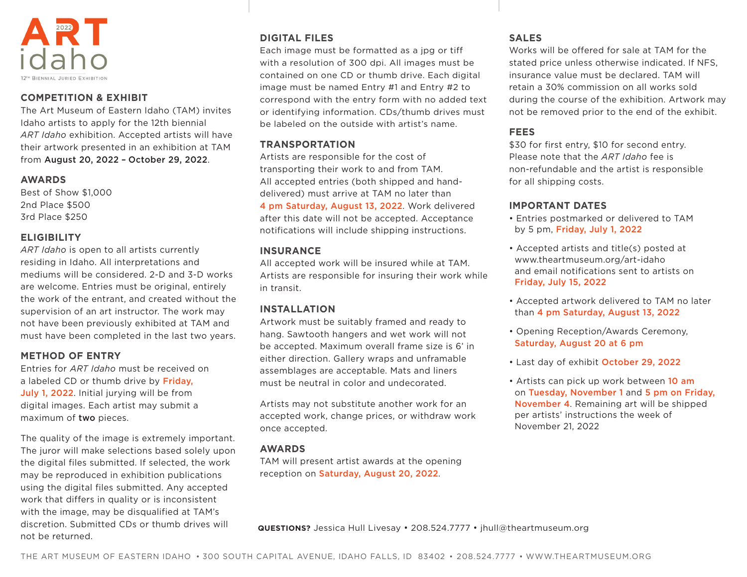# ART idaho 2022

12TH BIENNIAL JURIED EXHIBITION

## COMPETITION & EXHIBIT

The Art Museum of Eastern Idaho (TAM) invites Idaho artists to apply for the 12th biennial *ART Idaho* exhibition. Accepted artists will have their artwork presented in an exhibition at TAM from **August 20, 2022 – October 29, 2022**.

## AWARDS

Best of Show $1,000
2nd Place $500
3rd Place $250

## ELIGIBILITY

*ART Idaho* is open to all artists currently residing in Idaho. All interpretations and mediums will be considered. 2-D and 3-D works are welcome. Entries must be original, entirely the work of the entrant, and created without the supervision of an art instructor. The work may not have been previously exhibited at TAM and must have been completed in the last two years.

## METHOD OF ENTRY

Entries for *ART Idaho* must be received on a labeled CD or thumb drive by **Friday, July 1, 2022**. Initial jurying will be from digital images. Each artist may submit a maximum of **two** pieces.

The quality of the image is extremely important. The juror will make selections based solely upon the digital files submitted. If selected, the work may be reproduced in exhibition publications using the digital files submitted. Any accepted work that differs in quality or is inconsistent with the image, may be disqualified at TAM's discretion. Submitted CDs or thumb drives will not be returned.

## DIGITAL FILES

Each image must be formatted as a jpg or tiff with a resolution of 300 dpi. All images must be contained on one CD or thumb drive. Each digital image must be named Entry #1 and Entry #2 to correspond with the entry form with no added text or identifying information. CDs/thumb drives must be labeled on the outside with artist's name.

## TRANSPORTATION

Artists are responsible for the cost of transporting their work to and from TAM. All accepted entries (both shipped and hand-delivered) must arrive at TAM no later than **4 pm Saturday, August 13, 2022**. Work delivered after this date will not be accepted. Acceptance notifications will include shipping instructions.

## INSURANCE

All accepted work will be insured while at TAM. Artists are responsible for insuring their work while in transit.

## INSTALLATION

Artwork must be suitably framed and ready to hang. Sawtooth hangers and wet work will not be accepted. Maximum overall frame size is 6' in either direction. Gallery wraps and unframable assemblages are acceptable. Mats and liners must be neutral in color and undecorated.

Artists may not substitute another work for an accepted work, change prices, or withdraw work once accepted.

## AWARDS

TAM will present artist awards at the opening reception on **Saturday, August 20, 2022**.

**QUESTIONS?** Jessica Hull Livesay • 208.524.7777 • jhull@theartmuseum.org

## SALES

Works will be offered for sale at TAM for the stated price unless otherwise indicated. If NFS, insurance value must be declared. TAM will retain a 30% commission on all works sold during the course of the exhibition. Artwork may not be removed prior to the end of the exhibit.

## FEES

$30 for first entry, $10 for second entry. Please note that the *ART Idaho* fee is non-refundable and the artist is responsible for all shipping costs.

## IMPORTANT DATES

- Entries postmarked or delivered to TAM by 5 pm, **Friday, July 1, 2022**
- Accepted artists and title(s) posted at www.theartmuseum.org/art-idaho and email notifications sent to artists on **Friday, July 15, 2022**
- Accepted artwork delivered to TAM no later than **4 pm Saturday, August 13, 2022**
- Opening Reception/Awards Ceremony, **Saturday, August 20 at 6 pm**
- Last day of exhibit **October 29, 2022**
- Artists can pick up work between **10 am** on **Tuesday, November 1** and **5 pm on Friday, November 4**. Remaining art will be shipped per artists' instructions the week of November 21, 2022

THE ART MUSEUM OF EASTERN IDAHO • 300 SOUTH CAPITAL AVENUE, IDAHO FALLS, ID 83402 • 208.524.7777 • WWW.THEARTMUSEUM.ORG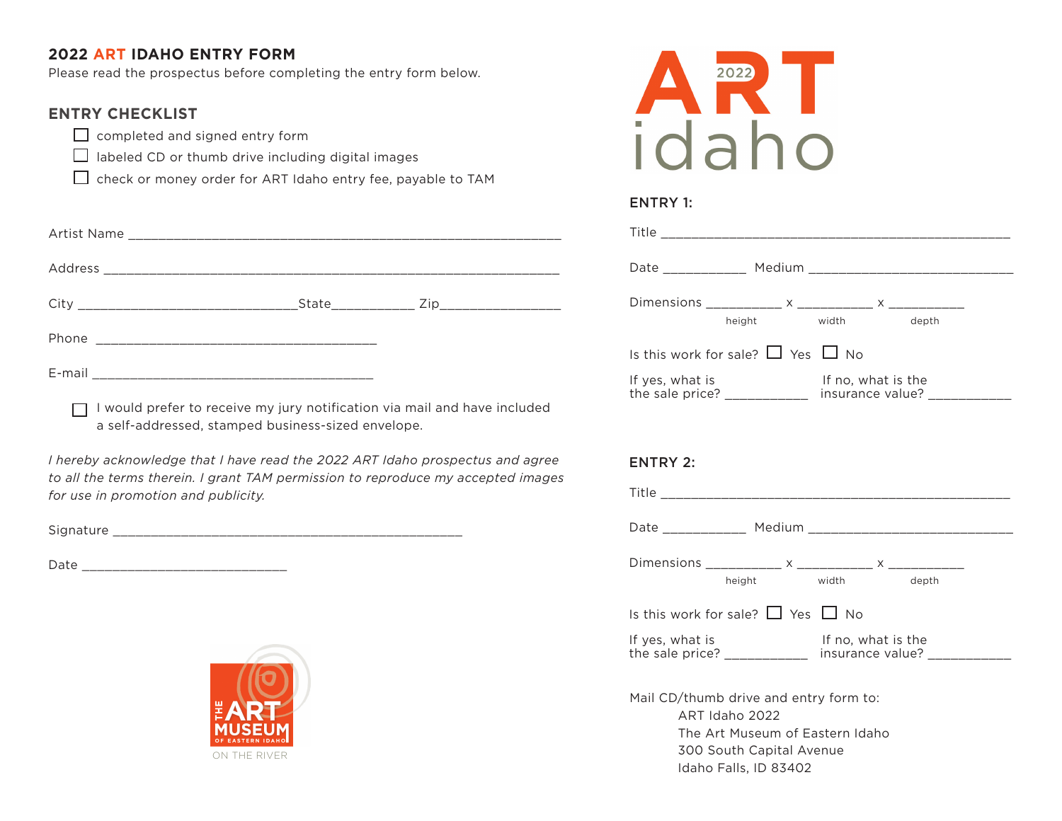## 2022 ART IDAHO ENTRY FORM

Please read the prospectus before completing the entry form below.

### ENTRY CHECKLIST

- ☐ completed and signed entry form
- ☐ labeled CD or thumb drive including digital images
- ☐ check or money order for ART Idaho entry fee, payable to TAM

Artist Name ____________________________________________________

Address ________________________________________________________

City ___________________________State__________ Zip_______________

Phone ____________________________________

E-mail ____________________________________

☐ I would prefer to receive my jury notification via mail and have included a self-addressed, stamped business-sized envelope.

*I hereby acknowledge that I have read the 2022 ART Idaho prospectus and agree to all the terms therein. I grant TAM permission to reproduce my accepted images for use in promotion and publicity.*

Signature __________________________________________

Date _________________________

THE ART MUSEUM OF EASTERN IDAHO
ON THE RIVER

2022 ART idaho

### ENTRY 1:

Title __________________________________________

Date __________ Medium _________________________

Dimensions _________ x _________ x _________
height width depth

Is this work for sale? ☐ Yes ☐ No

If yes, what is the sale price? __________ If no, what is the insurance value? __________

### ENTRY 2:

Title __________________________________________

Date __________ Medium _________________________

Dimensions _________ x _________ x _________
height width depth

Is this work for sale? ☐ Yes ☐ No

If yes, what is the sale price? __________ If no, what is the insurance value? __________

Mail CD/thumb drive and entry form to:

ART Idaho 2022
The Art Museum of Eastern Idaho
300 South Capital Avenue
Idaho Falls, ID 83402